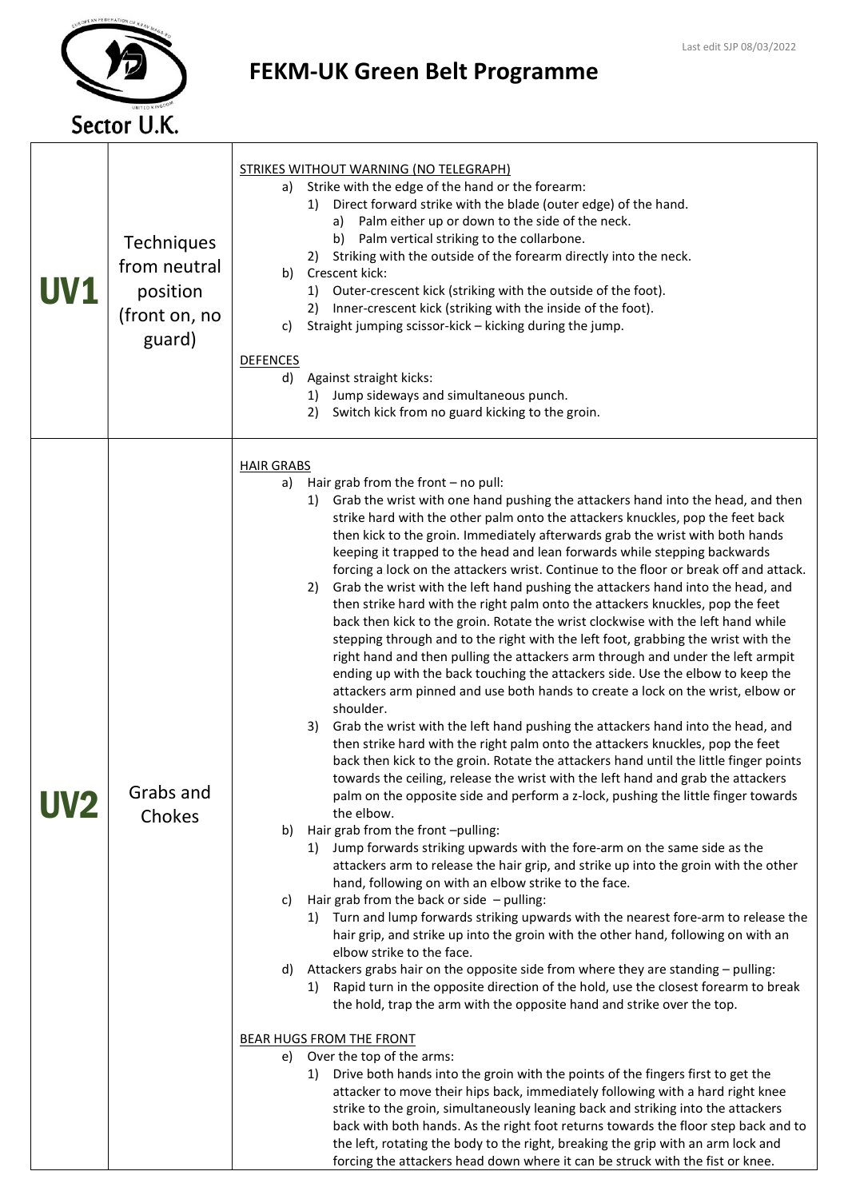# FEKM-UK Green Belt Programme

Sector U.K.

Last edit SJP 08/03/2022

## UV1 — Techniques from neutral position (front on, no guard)

STRIKES WITHOUT WARNING (NO TELEGRAPH)

a) Strike with the edge of the hand or the forearm:
   1) Direct forward strike with the blade (outer edge) of the hand.
      a) Palm either up or down to the side of the neck.
      b) Palm vertical striking to the collarbone.
   2) Striking with the outside of the forearm directly into the neck.

b) Crescent kick:
   1) Outer-crescent kick (striking with the outside of the foot).
   2) Inner-crescent kick (striking with the inside of the foot).

c) Straight jumping scissor-kick – kicking during the jump.

DEFENCES

d) Against straight kicks:
   1) Jump sideways and simultaneous punch.
   2) Switch kick from no guard kicking to the groin.

## UV2 — Grabs and Chokes

HAIR GRABS

a) Hair grab from the front – no pull:
   1) Grab the wrist with one hand pushing the attackers hand into the head, and then strike hard with the other palm onto the attackers knuckles, pop the feet back then kick to the groin. Immediately afterwards grab the wrist with both hands keeping it trapped to the head and lean forwards while stepping backwards forcing a lock on the attackers wrist. Continue to the floor or break off and attack.
   2) Grab the wrist with the left hand pushing the attackers hand into the head, and then strike hard with the right palm onto the attackers knuckles, pop the feet back then kick to the groin. Rotate the wrist clockwise with the left hand while stepping through and to the right with the left foot, grabbing the wrist with the right hand and then pulling the attackers arm through and under the left armpit ending up with the back touching the attackers side. Use the elbow to keep the attackers arm pinned and use both hands to create a lock on the wrist, elbow or shoulder.
   3) Grab the wrist with the left hand pushing the attackers hand into the head, and then strike hard with the right palm onto the attackers knuckles, pop the feet back then kick to the groin. Rotate the attackers hand until the little finger points towards the ceiling, release the wrist with the left hand and grab the attackers palm on the opposite side and perform a z-lock, pushing the little finger towards the elbow.

b) Hair grab from the front –pulling:
   1) Jump forwards striking upwards with the fore-arm on the same side as the attackers arm to release the hair grip, and strike up into the groin with the other hand, following on with an elbow strike to the face.

c) Hair grab from the back or side – pulling:
   1) Turn and lump forwards striking upwards with the nearest fore-arm to release the hair grip, and strike up into the groin with the other hand, following on with an elbow strike to the face.

d) Attackers grabs hair on the opposite side from where they are standing – pulling:
   1) Rapid turn in the opposite direction of the hold, use the closest forearm to break the hold, trap the arm with the opposite hand and strike over the top.

BEAR HUGS FROM THE FRONT

e) Over the top of the arms:
   1) Drive both hands into the groin with the points of the fingers first to get the attacker to move their hips back, immediately following with a hard right knee strike to the groin, simultaneously leaning back and striking into the attackers back with both hands. As the right foot returns towards the floor step back and to the left, rotating the body to the right, breaking the grip with an arm lock and forcing the attackers head down where it can be struck with the fist or knee.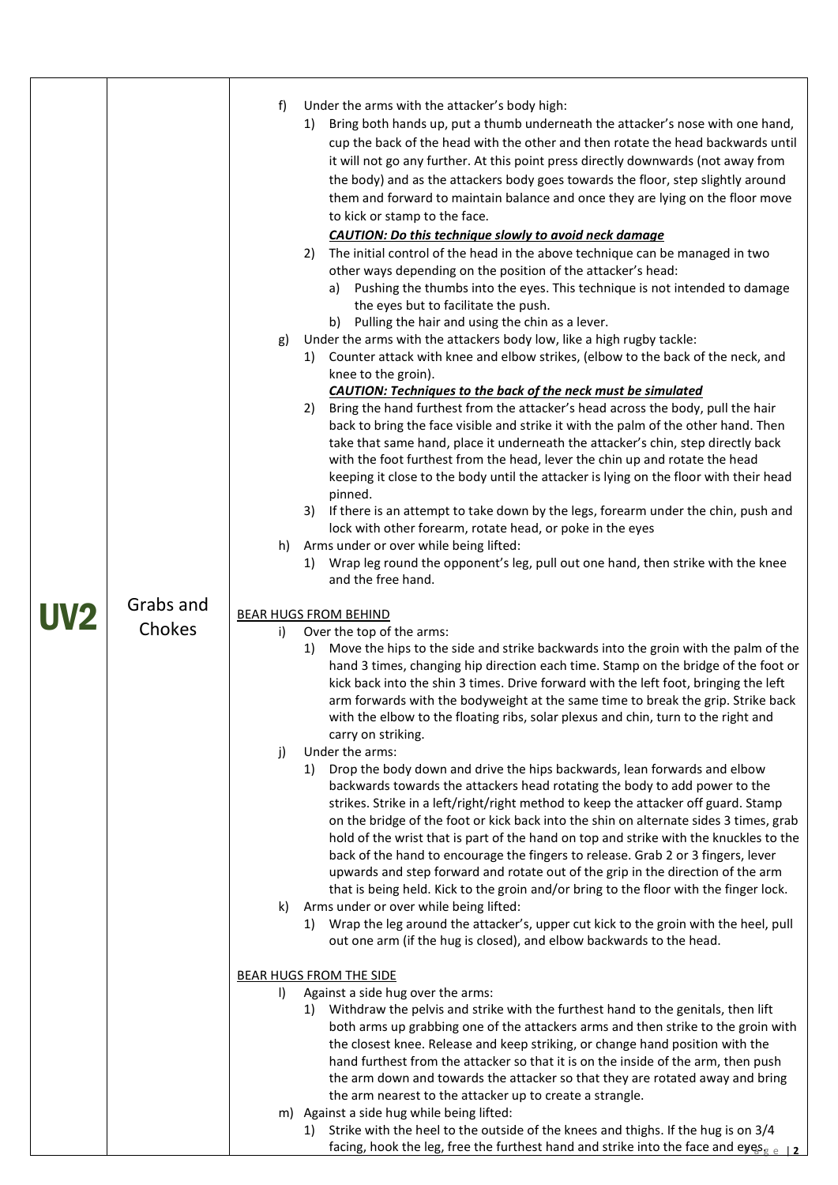| | | |
|---|---|---|
| **UV2** | Grabs and Chokes | f) Under the arms with the attacker's body high:<br>1) Bring both hands up, put a thumb underneath the attacker's nose with one hand, cup the back of the head with the other and then rotate the head backwards until it will not go any further. At this point press directly downwards (not away from the body) and as the attackers body goes towards the floor, step slightly around them and forward to maintain balance and once they are lying on the floor move to kick or stamp to the face.<br>***CAUTION: Do this technique slowly to avoid neck damage***<br>2) The initial control of the head in the above technique can be managed in two other ways depending on the position of the attacker's head:<br>a) Pushing the thumbs into the eyes. This technique is not intended to damage the eyes but to facilitate the push.<br>b) Pulling the hair and using the chin as a lever.<br>g) Under the arms with the attackers body low, like a high rugby tackle:<br>1) Counter attack with knee and elbow strikes, (elbow to the back of the neck, and knee to the groin).<br>***CAUTION: Techniques to the back of the neck must be simulated***<br>2) Bring the hand furthest from the attacker's head across the body, pull the hair back to bring the face visible and strike it with the palm of the other hand. Then take that same hand, place it underneath the attacker's chin, step directly back with the foot furthest from the head, lever the chin up and rotate the head keeping it close to the body until the attacker is lying on the floor with their head pinned.<br>3) If there is an attempt to take down by the legs, forearm under the chin, push and lock with other forearm, rotate head, or poke in the eyes<br>h) Arms under or over while being lifted:<br>1) Wrap leg round the opponent's leg, pull out one hand, then strike with the knee and the free hand.<br><br><u>BEAR HUGS FROM BEHIND</u><br>i) Over the top of the arms:<br>1) Move the hips to the side and strike backwards into the groin with the palm of the hand 3 times, changing hip direction each time. Stamp on the bridge of the foot or kick back into the shin 3 times. Drive forward with the left foot, bringing the left arm forwards with the bodyweight at the same time to break the grip. Strike back with the elbow to the floating ribs, solar plexus and chin, turn to the right and carry on striking.<br>j) Under the arms:<br>1) Drop the body down and drive the hips backwards, lean forwards and elbow backwards towards the attackers head rotating the body to add power to the strikes. Strike in a left/right/right method to keep the attacker off guard. Stamp on the bridge of the foot or kick back into the shin on alternate sides 3 times, grab hold of the wrist that is part of the hand on top and strike with the knuckles to the back of the hand to encourage the fingers to release. Grab 2 or 3 fingers, lever upwards and step forward and rotate out of the grip in the direction of the arm that is being held. Kick to the groin and/or bring to the floor with the finger lock.<br>k) Arms under or over while being lifted:<br>1) Wrap the leg around the attacker's, upper cut kick to the groin with the heel, pull out one arm (if the hug is closed), and elbow backwards to the head.<br><br><u>BEAR HUGS FROM THE SIDE</u><br>l) Against a side hug over the arms:<br>1) Withdraw the pelvis and strike with the furthest hand to the genitals, then lift both arms up grabbing one of the attackers arms and then strike to the groin with the closest knee. Release and keep striking, or change hand position with the hand furthest from the attacker so that it is on the inside of the arm, then push the arm down and towards the attacker so that they are rotated away and bring the arm nearest to the attacker up to create a strangle.<br>m) Against a side hug while being lifted:<br>1) Strike with the heel to the outside of the knees and thighs. If the hug is on 3/4 facing, hook the leg, free the furthest hand and strike into the face and eyes. |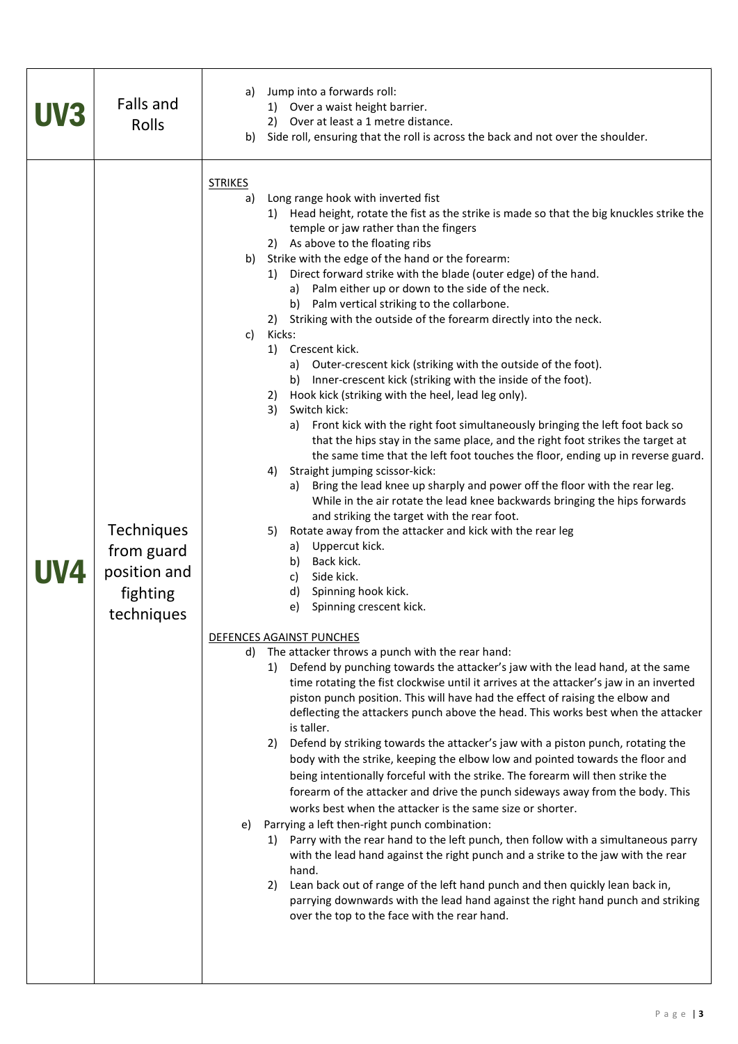| | | |
|---|---|---|
| **UV3** | Falls and Rolls | a) Jump into a forwards roll:<br>&nbsp;&nbsp;&nbsp;1) Over a waist height barrier.<br>&nbsp;&nbsp;&nbsp;2) Over at least a 1 metre distance.<br>b) Side roll, ensuring that the roll is across the back and not over the shoulder. |
| **UV4** | Techniques from guard position and fighting techniques | <u>STRIKES</u><br>a) Long range hook with inverted fist<br>&nbsp;&nbsp;&nbsp;1) Head height, rotate the fist as the strike is made so that the big knuckles strike the temple or jaw rather than the fingers<br>&nbsp;&nbsp;&nbsp;2) As above to the floating ribs<br>b) Strike with the edge of the hand or the forearm:<br>&nbsp;&nbsp;&nbsp;1) Direct forward strike with the blade (outer edge) of the hand.<br>&nbsp;&nbsp;&nbsp;&nbsp;&nbsp;&nbsp;a) Palm either up or down to the side of the neck.<br>&nbsp;&nbsp;&nbsp;&nbsp;&nbsp;&nbsp;b) Palm vertical striking to the collarbone.<br>&nbsp;&nbsp;&nbsp;2) Striking with the outside of the forearm directly into the neck.<br>c) Kicks:<br>&nbsp;&nbsp;&nbsp;1) Crescent kick.<br>&nbsp;&nbsp;&nbsp;&nbsp;&nbsp;&nbsp;a) Outer-crescent kick (striking with the outside of the foot).<br>&nbsp;&nbsp;&nbsp;&nbsp;&nbsp;&nbsp;b) Inner-crescent kick (striking with the inside of the foot).<br>&nbsp;&nbsp;&nbsp;2) Hook kick (striking with the heel, lead leg only).<br>&nbsp;&nbsp;&nbsp;3) Switch kick:<br>&nbsp;&nbsp;&nbsp;&nbsp;&nbsp;&nbsp;a) Front kick with the right foot simultaneously bringing the left foot back so that the hips stay in the same place, and the right foot strikes the target at the same time that the left foot touches the floor, ending up in reverse guard.<br>&nbsp;&nbsp;&nbsp;4) Straight jumping scissor-kick:<br>&nbsp;&nbsp;&nbsp;&nbsp;&nbsp;&nbsp;a) Bring the lead knee up sharply and power off the floor with the rear leg. While in the air rotate the lead knee backwards bringing the hips forwards and striking the target with the rear foot.<br>&nbsp;&nbsp;&nbsp;5) Rotate away from the attacker and kick with the rear leg<br>&nbsp;&nbsp;&nbsp;&nbsp;&nbsp;&nbsp;a) Uppercut kick.<br>&nbsp;&nbsp;&nbsp;&nbsp;&nbsp;&nbsp;b) Back kick.<br>&nbsp;&nbsp;&nbsp;&nbsp;&nbsp;&nbsp;c) Side kick.<br>&nbsp;&nbsp;&nbsp;&nbsp;&nbsp;&nbsp;d) Spinning hook kick.<br>&nbsp;&nbsp;&nbsp;&nbsp;&nbsp;&nbsp;e) Spinning crescent kick.<br><br><u>DEFENCES AGAINST PUNCHES</u><br>d) The attacker throws a punch with the rear hand:<br>&nbsp;&nbsp;&nbsp;1) Defend by punching towards the attacker's jaw with the lead hand, at the same time rotating the fist clockwise until it arrives at the attacker's jaw in an inverted piston punch position. This will have had the effect of raising the elbow and deflecting the attackers punch above the head. This works best when the attacker is taller.<br>&nbsp;&nbsp;&nbsp;2) Defend by striking towards the attacker's jaw with a piston punch, rotating the body with the strike, keeping the elbow low and pointed towards the floor and being intentionally forceful with the strike. The forearm will then strike the forearm of the attacker and drive the punch sideways away from the body. This works best when the attacker is the same size or shorter.<br>e) Parrying a left then-right punch combination:<br>&nbsp;&nbsp;&nbsp;1) Parry with the rear hand to the left punch, then follow with a simultaneous parry with the lead hand against the right punch and a strike to the jaw with the rear hand.<br>&nbsp;&nbsp;&nbsp;2) Lean back out of range of the left hand punch and then quickly lean back in, parrying downwards with the lead hand against the right hand punch and striking over the top to the face with the rear hand. |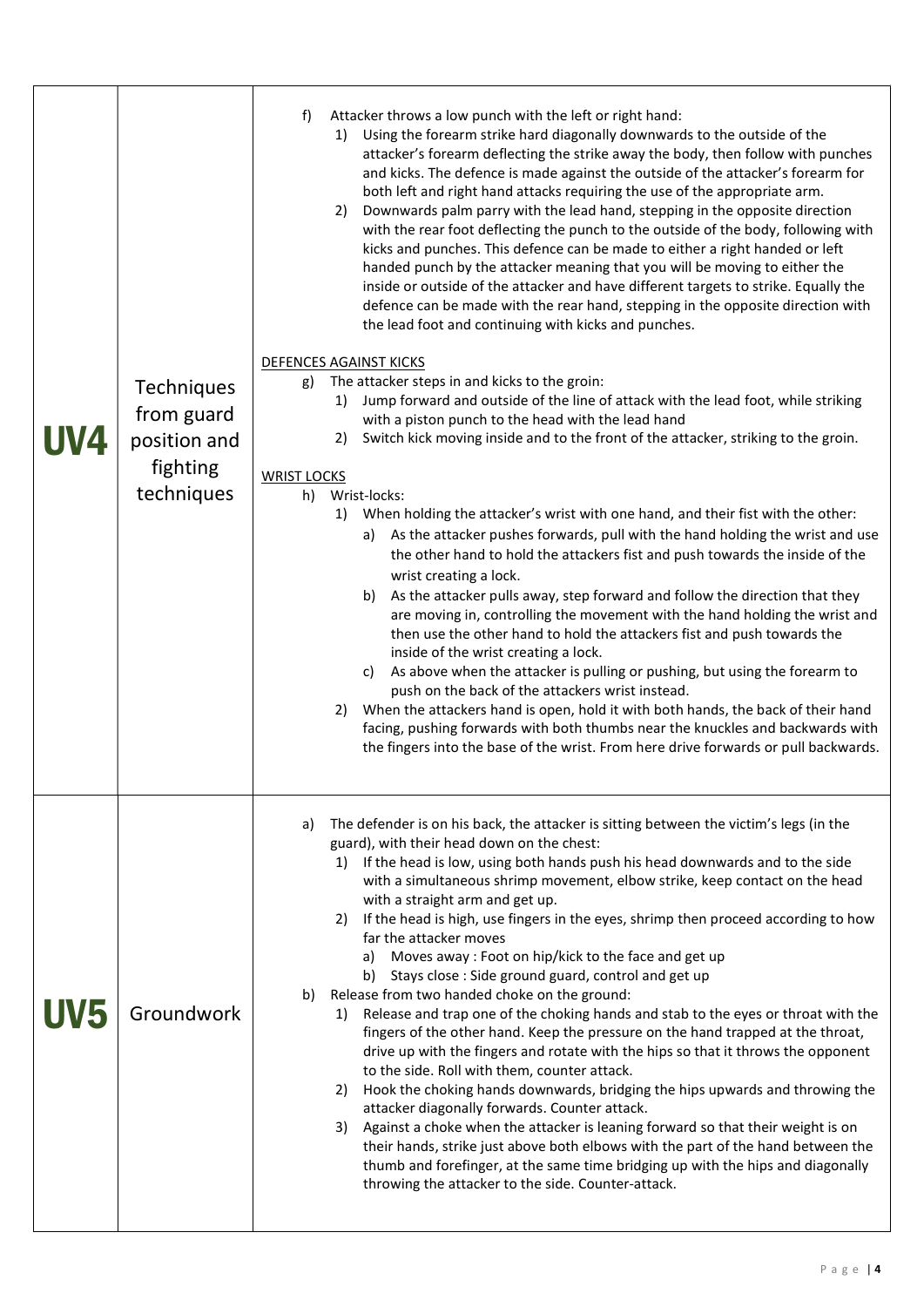| | | |
|---|---|---|
| **UV4** | Techniques from guard position and fighting techniques | f) Attacker throws a low punch with the left or right hand:<br>1) Using the forearm strike hard diagonally downwards to the outside of the attacker's forearm deflecting the strike away the body, then follow with punches and kicks. The defence is made against the outside of the attacker's forearm for both left and right hand attacks requiring the use of the appropriate arm.<br>2) Downwards palm parry with the lead hand, stepping in the opposite direction with the rear foot deflecting the punch to the outside of the body, following with kicks and punches. This defence can be made to either a right handed or left handed punch by the attacker meaning that you will be moving to either the inside or outside of the attacker and have different targets to strike. Equally the defence can be made with the rear hand, stepping in the opposite direction with the lead foot and continuing with kicks and punches.<br><br><u>DEFENCES AGAINST KICKS</u><br>g) The attacker steps in and kicks to the groin:<br>1) Jump forward and outside of the line of attack with the lead foot, while striking with a piston punch to the head with the lead hand<br>2) Switch kick moving inside and to the front of the attacker, striking to the groin.<br><br><u>WRIST LOCKS</u><br>h) Wrist-locks:<br>1) When holding the attacker's wrist with one hand, and their fist with the other:<br>a) As the attacker pushes forwards, pull with the hand holding the wrist and use the other hand to hold the attackers fist and push towards the inside of the wrist creating a lock.<br>b) As the attacker pulls away, step forward and follow the direction that they are moving in, controlling the movement with the hand holding the wrist and then use the other hand to hold the attackers fist and push towards the inside of the wrist creating a lock.<br>c) As above when the attacker is pulling or pushing, but using the forearm to push on the back of the attackers wrist instead.<br>2) When the attackers hand is open, hold it with both hands, the back of their hand facing, pushing forwards with both thumbs near the knuckles and backwards with the fingers into the base of the wrist. From here drive forwards or pull backwards. |
| **UV5** | Groundwork | a) The defender is on his back, the attacker is sitting between the victim's legs (in the guard), with their head down on the chest:<br>1) If the head is low, using both hands push his head downwards and to the side with a simultaneous shrimp movement, elbow strike, keep contact on the head with a straight arm and get up.<br>2) If the head is high, use fingers in the eyes, shrimp then proceed according to how far the attacker moves<br>a) Moves away : Foot on hip/kick to the face and get up<br>b) Stays close : Side ground guard, control and get up<br>b) Release from two handed choke on the ground:<br>1) Release and trap one of the choking hands and stab to the eyes or throat with the fingers of the other hand. Keep the pressure on the hand trapped at the throat, drive up with the fingers and rotate with the hips so that it throws the opponent to the side. Roll with them, counter attack.<br>2) Hook the choking hands downwards, bridging the hips upwards and throwing the attacker diagonally forwards. Counter attack.<br>3) Against a choke when the attacker is leaning forward so that their weight is on their hands, strike just above both elbows with the part of the hand between the thumb and forefinger, at the same time bridging up with the hips and diagonally throwing the attacker to the side. Counter-attack. |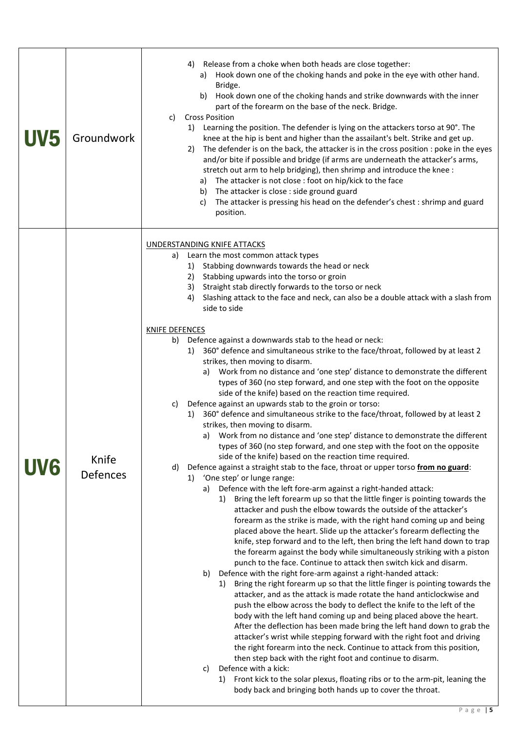| | | |
|---|---|---|
| **UV5** | Groundwork | 4) Release from a choke when both heads are close together:<br>a) Hook down one of the choking hands and poke in the eye with other hand. Bridge.<br>b) Hook down one of the choking hands and strike downwards with the inner part of the forearm on the base of the neck. Bridge.<br>c) Cross Position<br>1) Learning the position. The defender is lying on the attackers torso at 90°. The knee at the hip is bent and higher than the assailant's belt. Strike and get up.<br>2) The defender is on the back, the attacker is in the cross position : poke in the eyes and/or bite if possible and bridge (if arms are underneath the attacker's arms, stretch out arm to help bridging), then shrimp and introduce the knee :<br>a) The attacker is not close : foot on hip/kick to the face<br>b) The attacker is close : side ground guard<br>c) The attacker is pressing his head on the defender's chest : shrimp and guard position. |
| **UV6** | Knife Defences | <u>UNDERSTANDING KNIFE ATTACKS</u><br>a) Learn the most common attack types<br>1) Stabbing downwards towards the head or neck<br>2) Stabbing upwards into the torso or groin<br>3) Straight stab directly forwards to the torso or neck<br>4) Slashing attack to the face and neck, can also be a double attack with a slash from side to side<br><br><u>KNIFE DEFENCES</u><br>b) Defence against a downwards stab to the head or neck:<br>1) 360° defence and simultaneous strike to the face/throat, followed by at least 2 strikes, then moving to disarm.<br>a) Work from no distance and 'one step' distance to demonstrate the different types of 360 (no step forward, and one step with the foot on the opposite side of the knife) based on the reaction time required.<br>c) Defence against an upwards stab to the groin or torso:<br>1) 360° defence and simultaneous strike to the face/throat, followed by at least 2 strikes, then moving to disarm.<br>a) Work from no distance and 'one step' distance to demonstrate the different types of 360 (no step forward, and one step with the foot on the opposite side of the knife) based on the reaction time required.<br>d) Defence against a straight stab to the face, throat or upper torso **<u>from no guard</u>**:<br>1) 'One step' or lunge range:<br>a) Defence with the left fore-arm against a right-handed attack:<br>1) Bring the left forearm up so that the little finger is pointing towards the attacker and push the elbow towards the outside of the attacker's forearm as the strike is made, with the right hand coming up and being placed above the heart. Slide up the attacker's forearm deflecting the knife, step forward and to the left, then bring the left hand down to trap the forearm against the body while simultaneously striking with a piston punch to the face. Continue to attack then switch kick and disarm.<br>b) Defence with the right fore-arm against a right-handed attack:<br>1) Bring the right forearm up so that the little finger is pointing towards the attacker, and as the attack is made rotate the hand anticlockwise and push the elbow across the body to deflect the knife to the left of the body with the left hand coming up and being placed above the heart. After the deflection has been made bring the left hand down to grab the attacker's wrist while stepping forward with the right foot and driving the right forearm into the neck. Continue to attack from this position, then step back with the right foot and continue to disarm.<br>c) Defence with a kick:<br>1) Front kick to the solar plexus, floating ribs or to the arm-pit, leaning the body back and bringing both hands up to cover the throat. |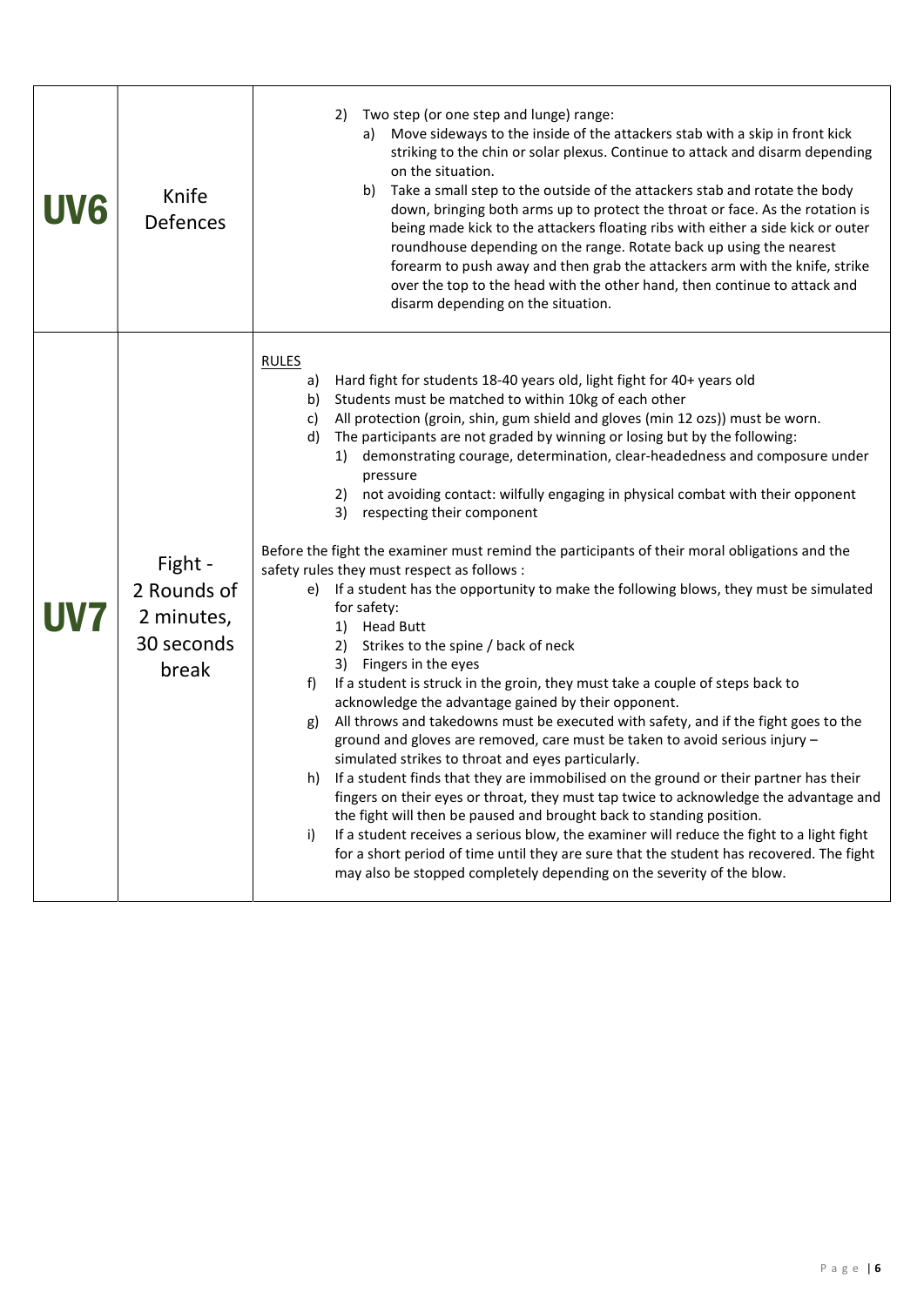| | | |
|---|---|---|
| **UV6** | Knife Defences | 2) Two step (or one step and lunge) range:<br>a) Move sideways to the inside of the attackers stab with a skip in front kick striking to the chin or solar plexus. Continue to attack and disarm depending on the situation.<br>b) Take a small step to the outside of the attackers stab and rotate the body down, bringing both arms up to protect the throat or face. As the rotation is being made kick to the attackers floating ribs with either a side kick or outer roundhouse depending on the range. Rotate back up using the nearest forearm to push away and then grab the attackers arm with the knife, strike over the top to the head with the other hand, then continue to attack and disarm depending on the situation. |
| **UV7** | Fight - 2 Rounds of 2 minutes, 30 seconds break | <u>RULES</u><br>a) Hard fight for students 18-40 years old, light fight for 40+ years old<br>b) Students must be matched to within 10kg of each other<br>c) All protection (groin, shin, gum shield and gloves (min 12 ozs)) must be worn.<br>d) The participants are not graded by winning or losing but by the following:<br>1) demonstrating courage, determination, clear-headedness and composure under pressure<br>2) not avoiding contact: wilfully engaging in physical combat with their opponent<br>3) respecting their component<br><br>Before the fight the examiner must remind the participants of their moral obligations and the safety rules they must respect as follows :<br>e) If a student has the opportunity to make the following blows, they must be simulated for safety:<br>1) Head Butt<br>2) Strikes to the spine / back of neck<br>3) Fingers in the eyes<br>f) If a student is struck in the groin, they must take a couple of steps back to acknowledge the advantage gained by their opponent.<br>g) All throws and takedowns must be executed with safety, and if the fight goes to the ground and gloves are removed, care must be taken to avoid serious injury – simulated strikes to throat and eyes particularly.<br>h) If a student finds that they are immobilised on the ground or their partner has their fingers on their eyes or throat, they must tap twice to acknowledge the advantage and the fight will then be paused and brought back to standing position.<br>i) If a student receives a serious blow, the examiner will reduce the fight to a light fight for a short period of time until they are sure that the student has recovered. The fight may also be stopped completely depending on the severity of the blow. |